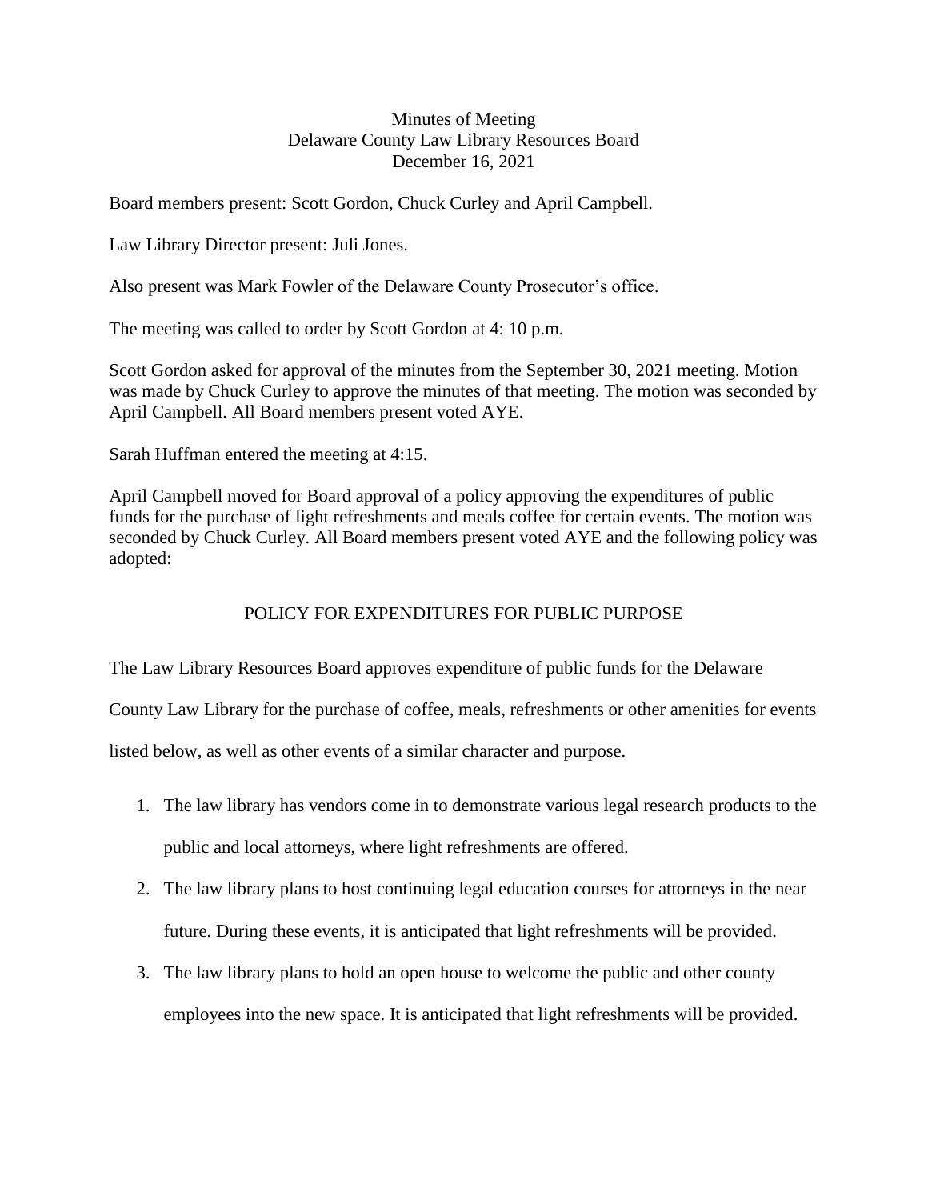Minutes of Meeting
Delaware County Law Library Resources Board
December 16, 2021

Board members present: Scott Gordon, Chuck Curley and April Campbell.

Law Library Director present: Juli Jones.

Also present was Mark Fowler of the Delaware County Prosecutor's office.

The meeting was called to order by Scott Gordon at 4: 10 p.m.

Scott Gordon asked for approval of the minutes from the September 30, 2021 meeting. Motion was made by Chuck Curley to approve the minutes of that meeting. The motion was seconded by April Campbell. All Board members present voted AYE.

Sarah Huffman entered the meeting at 4:15.

April Campbell moved for Board approval of a policy approving the expenditures of public funds for the purchase of light refreshments and meals coffee for certain events. The motion was seconded by Chuck Curley. All Board members present voted AYE and the following policy was adopted:

POLICY FOR EXPENDITURES FOR PUBLIC PURPOSE

The Law Library Resources Board approves expenditure of public funds for the Delaware County Law Library for the purchase of coffee, meals, refreshments or other amenities for events listed below, as well as other events of a similar character and purpose.

1. The law library has vendors come in to demonstrate various legal research products to the public and local attorneys, where light refreshments are offered.
2. The law library plans to host continuing legal education courses for attorneys in the near future. During these events, it is anticipated that light refreshments will be provided.
3. The law library plans to hold an open house to welcome the public and other county employees into the new space. It is anticipated that light refreshments will be provided.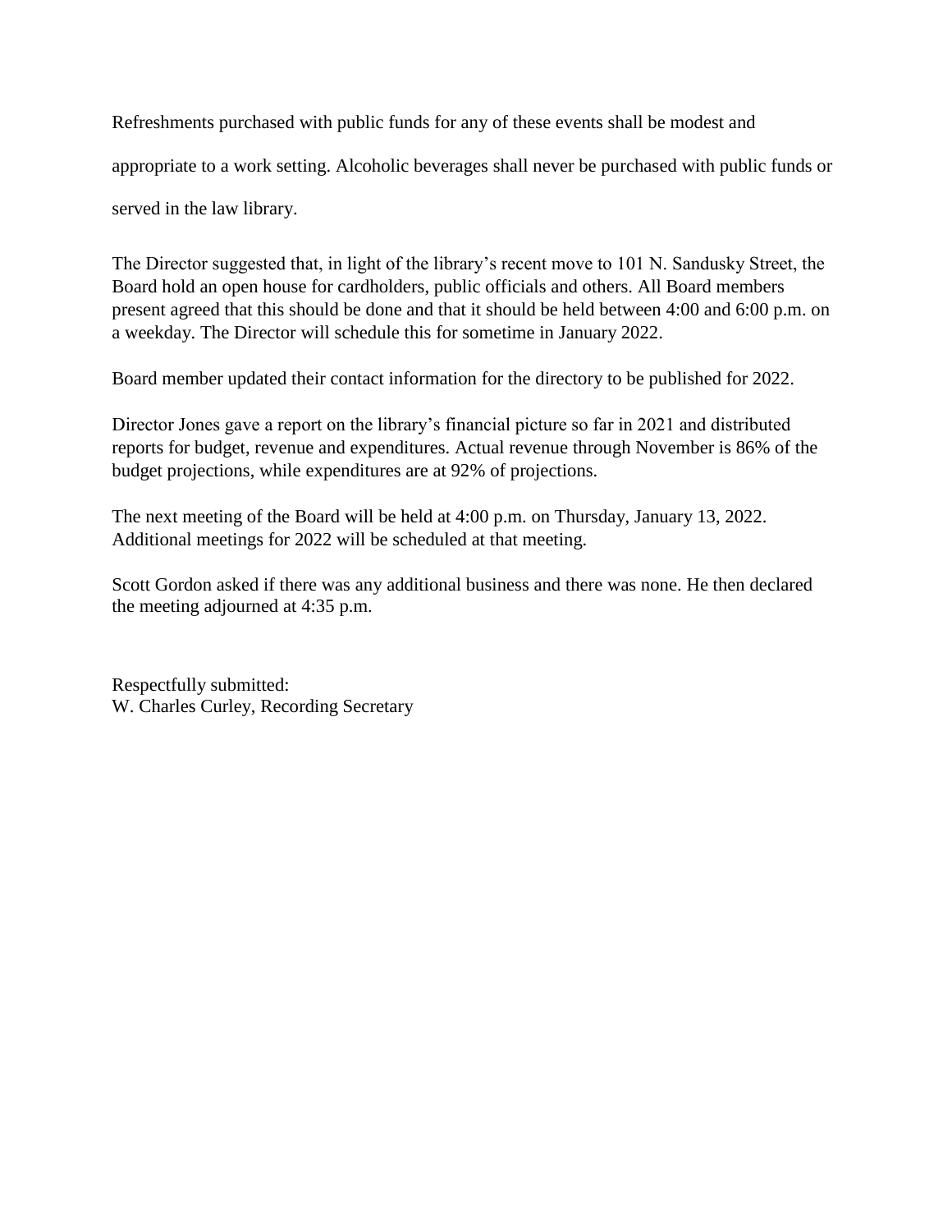Refreshments purchased with public funds for any of these events shall be modest and appropriate to a work setting. Alcoholic beverages shall never be purchased with public funds or served in the law library.

The Director suggested that, in light of the library's recent move to 101 N. Sandusky Street, the Board hold an open house for cardholders, public officials and others. All Board members present agreed that this should be done and that it should be held between 4:00 and 6:00 p.m. on a weekday. The Director will schedule this for sometime in January 2022.

Board member updated their contact information for the directory to be published for 2022.

Director Jones gave a report on the library's financial picture so far in 2021 and distributed reports for budget, revenue and expenditures. Actual revenue through November is 86% of the budget projections, while expenditures are at 92% of projections.

The next meeting of the Board will be held at 4:00 p.m. on Thursday, January 13, 2022. Additional meetings for 2022 will be scheduled at that meeting.

Scott Gordon asked if there was any additional business and there was none. He then declared the meeting adjourned at 4:35 p.m.

Respectfully submitted:
W. Charles Curley, Recording Secretary